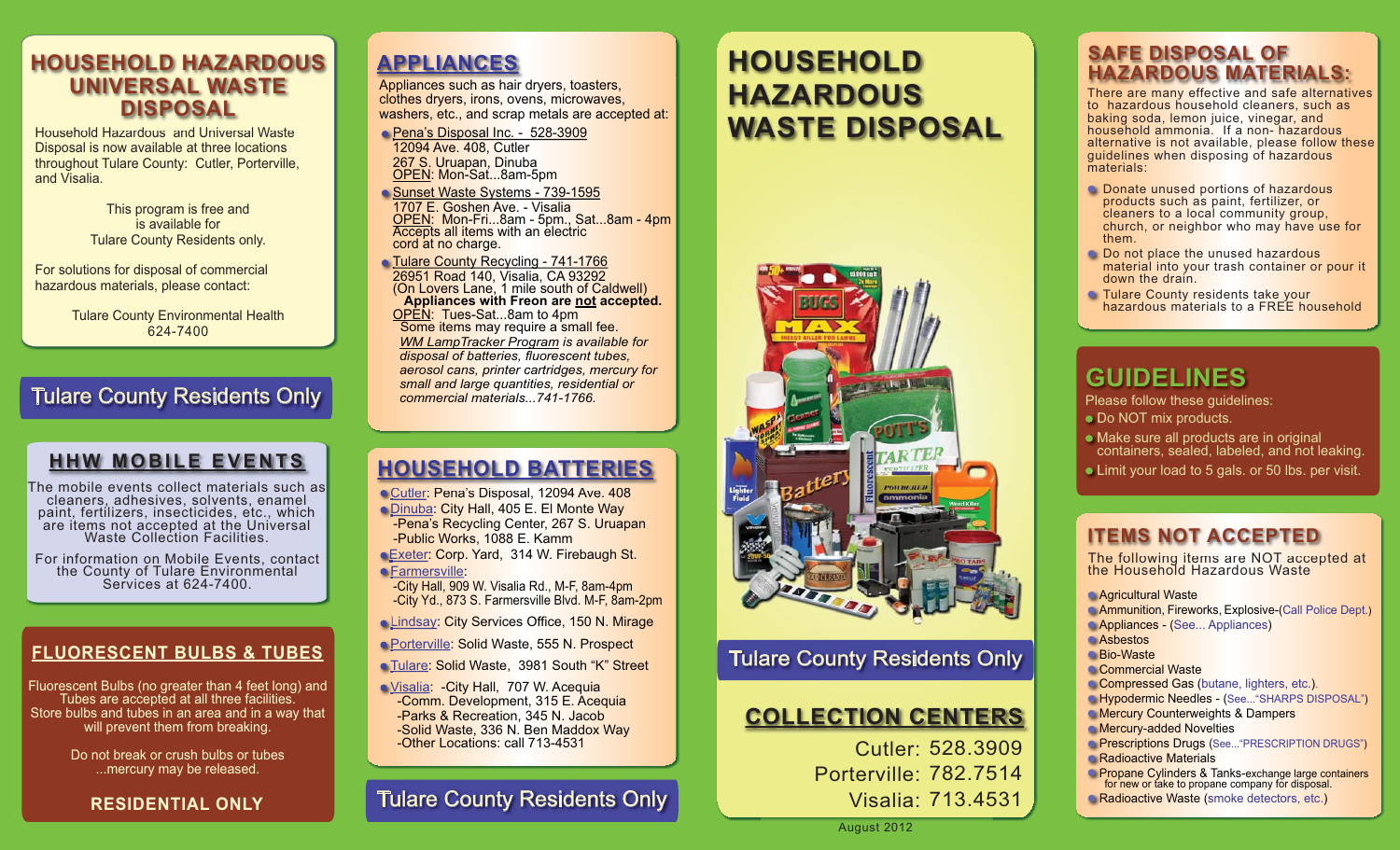# HOUSEHOLD HAZARDOUS UNIVERSAL WASTE DISPOSAL

Household Hazardous and Universal Waste Disposal is now available at three locations throughout Tulare County: Cutler, Porterville, and Visalia.

This program is free and is available for Tulare County Residents only.

For solutions for disposal of commercial hazardous materials, please contact:

Tulare County Environmental Health
624-7400

**Tulare County Residents Only**

## HHW MOBILE EVENTS

The mobile events collect materials such as cleaners, adhesives, solvents, enamel paint, fertilizers, insecticides, etc., which are items not accepted at the Universal Waste Collection Facilities.

For information on Mobile Events, contact the County of Tulare Environmental Services at 624-7400.

## FLUORESCENT BULBS & TUBES

Fluorescent Bulbs (no greater than 4 feet long) and Tubes are accepted at all three facilities. Store bulbs and tubes in an area and in a way that will prevent them from breaking.

Do not break or crush bulbs or tubes ...mercury may be released.

**RESIDENTIAL ONLY**

## APPLIANCES

Appliances such as hair dryers, toasters, clothes dryers, irons, ovens, microwaves, washers, etc., and scrap metals are accepted at:

- Pena's Disposal Inc. - 528-3909
  12094 Ave. 408, Cutler
  267 S. Uruapan, Dinuba
  OPEN: Mon-Sat...8am-5pm
- Sunset Waste Systems - 739-1595
  1707 E. Goshen Ave. - Visalia
  OPEN: Mon-Fri...8am - 5pm., Sat...8am - 4pm
  Accepts all items with an electric cord at no charge.
- Tulare County Recycling - 741-1766
  26951 Road 140, Visalia, CA 93292
  (On Lovers Lane, 1 mile south of Caldwell)
  **Appliances with Freon are not accepted.**
  OPEN: Tues-Sat...8am to 4pm
  Some items may require a small fee.
  *WM LampTracker Program is available for disposal of batteries, fluorescent tubes, aerosol cans, printer cartridges, mercury for small and large quantities, residential or commercial materials...741-1766.*

## HOUSEHOLD BATTERIES

- Cutler: Pena's Disposal, 12094 Ave. 408
- Dinuba: City Hall, 405 E. El Monte Way
  -Pena's Recycling Center, 267 S. Uruapan
  -Public Works, 1088 E. Kamm
- Exeter: Corp. Yard, 314 W. Firebaugh St.
- Farmersville:
  -City Hall, 909 W. Visalia Rd., M-F, 8am-4pm
  -City Yd., 873 S. Farmersville Blvd. M-F, 8am-2pm
- Lindsay: City Services Office, 150 N. Mirage
- Porterville: Solid Waste, 555 N. Prospect
- Tulare: Solid Waste, 3981 South "K" Street
- Visalia: -City Hall, 707 W. Acequia
  -Comm. Development, 315 E. Acequia
  -Parks & Recreation, 345 N. Jacob
  -Solid Waste, 336 N. Ben Maddox Way
  -Other Locations: call 713-4531

**Tulare County Residents Only**

# HOUSEHOLD HAZARDOUS WASTE DISPOSAL

**Tulare County Residents Only**

## COLLECTION CENTERS

Cutler: 528.3909
Porterville: 782.7514
Visalia: 713.4531

August 2012

## SAFE DISPOSAL OF HAZARDOUS MATERIALS:

There are many effective and safe alternatives to hazardous household cleaners, such as baking soda, lemon juice, vinegar, and household ammonia. If a non- hazardous alternative is not available, please follow these guidelines when disposing of hazardous materials:

- Donate unused portions of hazardous products such as paint, fertilizer, or cleaners to a local community group, church, or neighbor who may have use for them.
- Do not place the unused hazardous material into your trash container or pour it down the drain.
- Tulare County residents take your hazardous materials to a FREE household

## GUIDELINES

Please follow these guidelines:

- Do NOT mix products.
- Make sure all products are in original containers, sealed, labeled, and not leaking.
- Limit your load to 5 gals. or 50 lbs. per visit.

## ITEMS NOT ACCEPTED

The following items are NOT accepted at the Household Hazardous Waste

- Agricultural Waste
- Ammunition, Fireworks, Explosive-(Call Police Dept.)
- Appliances - (See... Appliances)
- Asbestos
- Bio-Waste
- Commercial Waste
- Compressed Gas (butane, lighters, etc.).
- Hypodermic Needles - (See..."SHARPS DISPOSAL")
- Mercury Counterweights & Dampers
- Mercury-added Novelties
- Prescriptions Drugs (See..."PRESCRIPTION DRUGS")
- Radioactive Materials
- Propane Cylinders & Tanks-exchange large containers for new or take to propane company for disposal.
- Radioactive Waste (smoke detectors, etc.)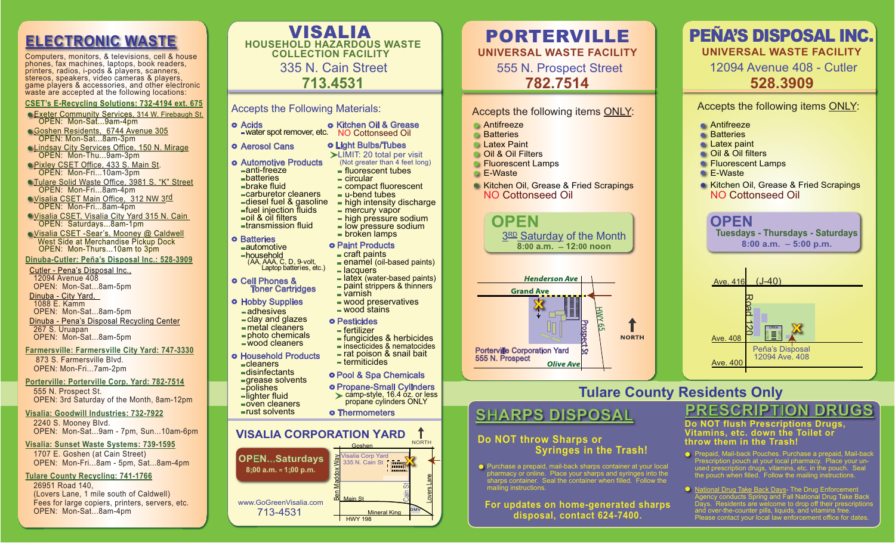# ELECTRONIC WASTE

Computers, monitors, & televisions, cell & house phones, fax machines, laptops, book readers, printers, radios, i-pods & players, scanners, stereos, speakers, video cameras & players, game players & accessories, and other electronic waste are accepted at the following locations:

**CSET's E-Recycling Solutions: 732-4194 ext. 675**

- Exeter Community Services, 314 W. Firebaugh St.
  OPEN: Mon-Sat...9am-4pm
- Goshen Residents, 6744 Avenue 305
  OPEN: Mon-Sat...8am-3pm
- Lindsay City Services Office, 150 N. Mirage
  OPEN: Mon-Thu...9am-3pm
- Pixley CSET Office, 433 S. Main St.
  OPEN: Mon-Fri...10am-3pm
- Tulare Solid Waste Office, 3981 S. "K" Street
  OPEN: Mon-Fri...8am-4pm
- Visalia CSET Main Office, 312 NW 3rd
  OPEN: Mon-Fri...8am-4pm
- Visalia CSET, Visalia City Yard 315 N. Cain
  OPEN: Saturdays...8am-1pm
- Visalia CSET -Sear's, Mooney @ Caldwell
  West Side at Merchandise Pickup Dock
  OPEN: Mon-Thurs...10am to 3pm

**Dinuba-Cutler: Peña's Disposal Inc.: 528-3909**

Cutler - Pena's Disposal Inc.,
12094 Avenue 408
OPEN: Mon-Sat...8am-5pm

Dinuba - City Yard,
1088 E. Kamm
OPEN: Mon-Sat...8am-5pm

Dinuba - Pena's Disposal Recycling Center
267 S. Uruapan
OPEN: Mon-Sat...8am-5pm

**Farmersville: Farmersville City Yard: 747-3330**
873 S. Farmersville Blvd.
OPEN: Mon-Fri...7am-2pm

**Porterville: Porterville Corp. Yard: 782-7514**
555 N. Prospect St.
OPEN: 3rd Saturday of the Month, 8am-12pm

**Visalia: Goodwill Industries: 732-7922**
2240 S. Mooney Blvd.
OPEN: Mon-Sat...9am - 7pm, Sun...10am-6pm

**Visalia: Sunset Waste Systems: 739-1595**
1707 E. Goshen (at Cain Street)
OPEN: Mon-Fri...8am - 5pm, Sat...8am-4pm

**Tulare County Recycling: 741-1766**
26951 Road 140,
(Lovers Lane, 1 mile south of Caldwell)
Fees for large copiers, printers, servers, etc.
OPEN: Mon-Sat...8am-4pm

# VISALIA

## HOUSEHOLD HAZARDOUS WASTE COLLECTION FACILITY

335 N. Cain Street
**713.4531**

Accepts the Following Materials:

- **Acids**
  - water spot remover, etc.
- **Aerosol Cans**
- **Automotive Products**
  - anti-freeze
  - batteries
  - brake fluid
  - carburetor cleaners
  - diesel fuel & gasoline
  - fuel injection fluids
  - oil & oil filters
  - transmission fluid
- **Batteries**
  - automotive
  - household (AA, AAA, C, D, 9-volt, Laptop batteries, etc.)
- **Cell Phones & Toner Cartridges**
- **Hobby Supplies**
  - adhesives
  - clay and glazes
  - metal cleaners
  - photo chemicals
  - wood cleaners
- **Household Products**
  - cleaners
  - disinfectants
  - grease solvents
  - polishes
  - lighter fluid
  - oven cleaners
  - rust solvents
- **Kitchen Oil & Grease**
  - NO Cottonseed Oil
- **Light Bulbs/Tubes**
  - LIMIT: 20 total per visit (Not greater than 4 feet long)
  - fluorescent tubes
  - circular
  - compact fluorescent
  - u-bend tubes
  - high intensity discharge
  - mercury vapor
  - high pressure sodium
  - low pressure sodium
  - broken lamps
- **Paint Products**
  - craft paints
  - enamel (oil-based paints)
  - lacquers
  - latex (water-based paints)
  - paint strippers & thinners
  - varnish
  - wood preservatives
  - wood stains
- **Pesticides**
  - fertilizer
  - fungicides & herbicides
  - insecticides & nematocides
  - rat poison & snail bait
  - termiticides
- **Pool & Spa Chemicals**
- **Propane-Small Cylinders**
  - camp-style, 16.4 oz. or less propane cylinders ONLY
- **Thermometers**

## VISALIA CORPORATION YARD

**OPEN...Saturdays**
**8:00 a.m. - 1:00 p.m.**

www.GoGreenVisalia.com
713-4531

NORTH
Goshen
Visalia Corp Yard
335 N. Cain St
Ben Maddox Way
Cain St
Lovers Lane
Main St
Mineral King
DMV
HWY 198

# PORTERVILLE

## UNIVERSAL WASTE FACILITY

555 N. Prospect Street
**782.7514**

Accepts the following items ONLY:

- Antifreeze
- Batteries
- Latex Paint
- Oil & Oil Filters
- Fluorescent Lamps
- E-Waste
- Kitchen Oil, Grease & Fried Scrapings
  NO Cottonseed Oil

**OPEN**
3RD Saturday of the Month
**8:00 a.m. – 12:00 noon**

Henderson Ave
Grand Ave
HWY 65
Prospect St
Olive Ave
NORTH
Porterville Corporation Yard
555 N. Prospect

# PEÑA'S DISPOSAL INC.

## UNIVERSAL WASTE FACILITY

12094 Avenue 408 - Cutler
**528.3909**

Accepts the following items ONLY:

- Antifreeze
- Batteries
- Latex paint
- Oil & Oil filters
- Fluorescent Lamps
- E-Waste
- Kitchen Oil, Grease & Fried Scrapings
  NO Cottonseed Oil

**OPEN**
**Tuesdays - Thursdays - Saturdays**
**8:00 a.m. – 5:00 p.m.**

Ave. 416 (J-40)
Road 120
Ave. 408
Ave. 400
Peña's Disposal
12094 Ave. 408

## Tulare County Residents Only

# SHARPS DISPOSAL

**Do NOT throw Sharps or Syringes in the Trash!**

- Purchase a prepaid, mail-back sharps container at your local pharmacy or online. Place your sharps and syringes into the sharps container. Seal the container when filled. Follow the mailing instructions.

**For updates on home-generated sharps disposal, contact 624-7400.**

# PRESCRIPTION DRUGS

**Do NOT flush Prescriptions Drugs, Vitamins, etc. down the Toilet or throw them in the Trash!**

- Prepaid, Mail-back Pouches. Purchase a prepaid, Mail-back Prescription pouch at your local pharmacy. Place your unused prescription drugs, vitamins, etc. in the pouch. Seal the pouch when filled. Follow the mailing instructions.
- National Drug Take Back Days- The Drug Enforcement Agency conducts Spring and Fall National Drug Take Back Days. Residents are welcome to drop off their prescriptions and over-the-counter pills, liquids, and vitamins free. Please contact your local law enforcement office for dates.